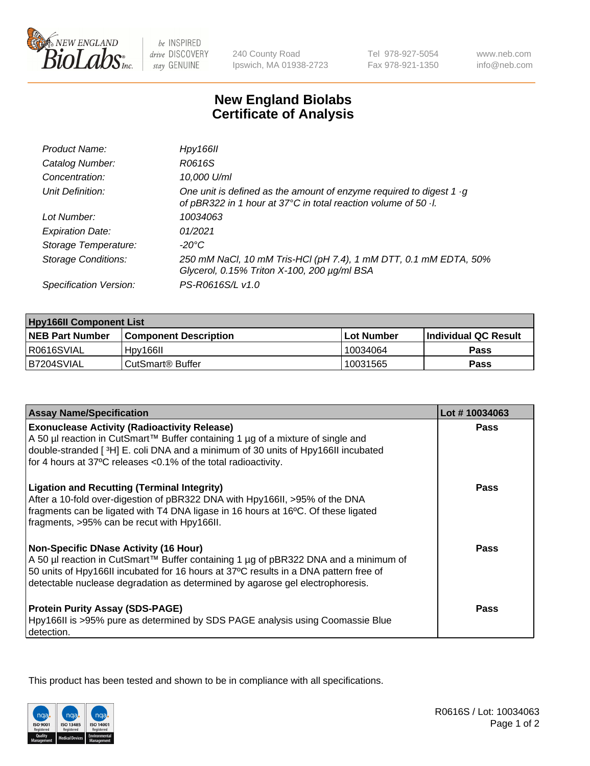New England Biolabs Inc. — be INSPIRED drive DISCOVERY stay GENUINE

240 County Road
Ipswich, MA 01938-2723

Tel 978-927-5054
Fax 978-921-1350

www.neb.com
info@neb.com

# New England Biolabs
# Certificate of Analysis

| | |
|---|---|
| *Product Name:* | *Hpy166II* |
| *Catalog Number:* | *R0616S* |
| *Concentration:* | *10,000 U/ml* |
| *Unit Definition:* | *One unit is defined as the amount of enzyme required to digest 1 ·g of pBR322 in 1 hour at 37°C in total reaction volume of 50 ·l.* |
| *Lot Number:* | *10034063* |
| *Expiration Date:* | *01/2021* |
| *Storage Temperature:* | *-20°C* |
| *Storage Conditions:* | *250 mM NaCl, 10 mM Tris-HCl (pH 7.4), 1 mM DTT, 0.1 mM EDTA, 50% Glycerol, 0.15% Triton X-100, 200 µg/ml BSA* |
| *Specification Version:* | *PS-R0616S/L v1.0* |

| **Hpy166II Component List** | | | |
|---|---|---|---|
| **NEB Part Number** | **Component Description** | **Lot Number** | **Individual QC Result** |
| R0616SVIAL | Hpy166II | 10034064 | **Pass** |
| B7204SVIAL | CutSmart® Buffer | 10031565 | **Pass** |

| **Assay Name/Specification** | **Lot # 10034063** |
|---|---|
| **Exonuclease Activity (Radioactivity Release)**<br>A 50 µl reaction in CutSmart™ Buffer containing 1 µg of a mixture of single and double-stranded [ $^3$H] E. coli DNA and a minimum of 30 units of Hpy166II incubated for 4 hours at 37ºC releases <0.1% of the total radioactivity. | **Pass** |
| **Ligation and Recutting (Terminal Integrity)**<br>After a 10-fold over-digestion of pBR322 DNA with Hpy166II, >95% of the DNA fragments can be ligated with T4 DNA ligase in 16 hours at 16ºC. Of these ligated fragments, >95% can be recut with Hpy166II. | **Pass** |
| **Non-Specific DNase Activity (16 Hour)**<br>A 50 µl reaction in CutSmart™ Buffer containing 1 µg of pBR322 DNA and a minimum of 50 units of Hpy166II incubated for 16 hours at 37ºC results in a DNA pattern free of detectable nuclease degradation as determined by agarose gel electrophoresis. | **Pass** |
| **Protein Purity Assay (SDS-PAGE)**<br>Hpy166II is >95% pure as determined by SDS PAGE analysis using Coomassie Blue detection. | **Pass** |

This product has been tested and shown to be in compliance with all specifications.

R0616S / Lot: 10034063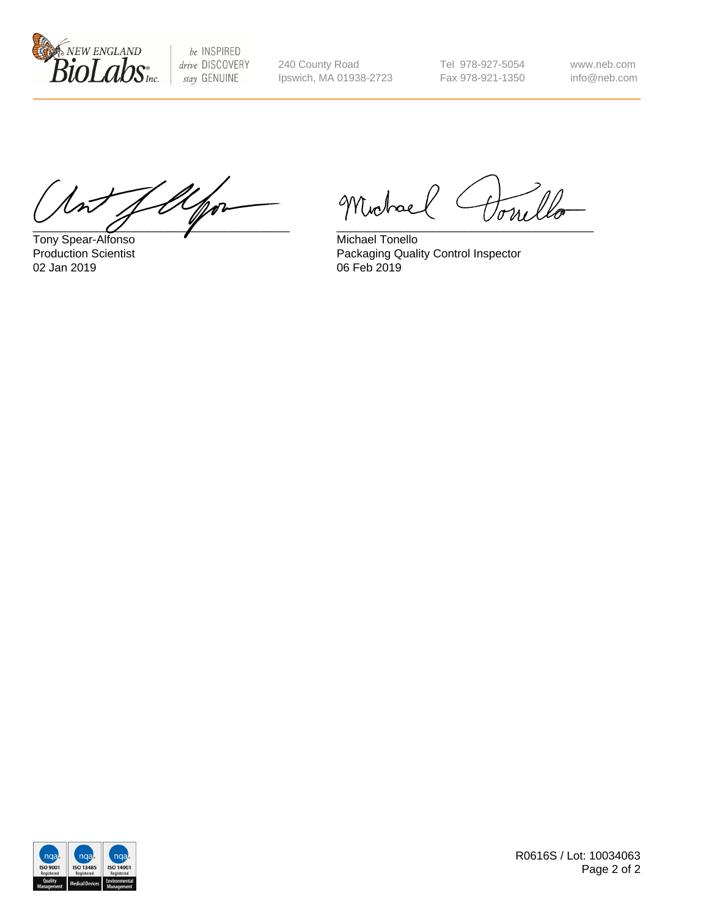NEW ENGLAND BioLabs Inc. — be INSPIRED drive DISCOVERY stay GENUINE

240 County Road
Ipswich, MA 01938-2723

Tel 978-927-5054
Fax 978-921-1350

www.neb.com
info@neb.com

Tony Spear-Alfonso
Production Scientist
02 Jan 2019

Michael Tonello
Packaging Quality Control Inspector
06 Feb 2019

nqa ISO 9001 Registered Quality Management | nqa ISO 13485 Registered Medical Devices | nqa ISO 14001 Registered Environmental Management

R0616S / Lot: 10034063